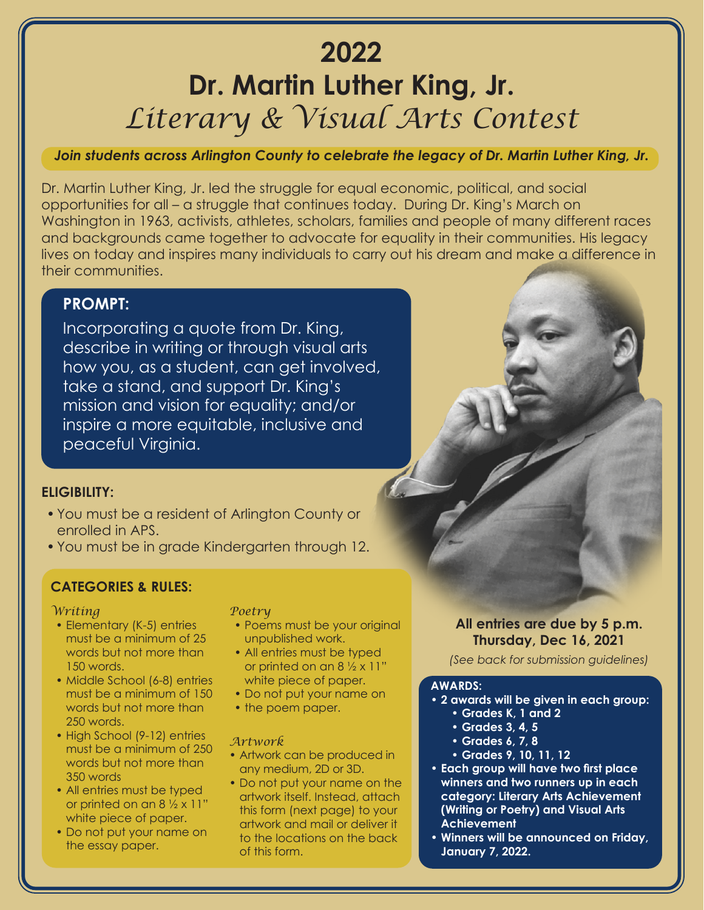# 2022

# Dr. Martin Luther King, Jr.

## *Literary & Visual Arts Contest*

***Join students across Arlington County to celebrate the legacy of Dr. Martin Luther King, Jr.***

Dr. Martin Luther King, Jr. led the struggle for equal economic, political, and social opportunities for all – a struggle that continues today. During Dr. King's March on Washington in 1963, activists, athletes, scholars, families and people of many different races and backgrounds came together to advocate for equality in their communities. His legacy lives on today and inspires many individuals to carry out his dream and make a difference in their communities.

### PROMPT:

Incorporating a quote from Dr. King, describe in writing or through visual arts how you, as a student, can get involved, take a stand, and support Dr. King's mission and vision for equality; and/or inspire a more equitable, inclusive and peaceful Virginia.

### ELIGIBILITY:

- You must be a resident of Arlington County or enrolled in APS.
- You must be in grade Kindergarten through 12.

### CATEGORIES & RULES:

*Writing*

- Elementary (K-5) entries must be a minimum of 25 words but not more than 150 words.
- Middle School (6-8) entries must be a minimum of 150 words but not more than 250 words.
- High School (9-12) entries must be a minimum of 250 words but not more than 350 words
- All entries must be typed or printed on an 8 ½ x 11" white piece of paper.
- Do not put your name on the essay paper.

*Poetry*

- Poems must be your original unpublished work.
- All entries must be typed or printed on an 8 ½ x 11" white piece of paper.
- Do not put your name on
- the poem paper.

*Artwork*

- Artwork can be produced in any medium, 2D or 3D.
- Do not put your name on the artwork itself. Instead, attach this form (next page) to your artwork and mail or deliver it to the locations on the back of this form.

**All entries are due by 5 p.m. Thursday, Dec 16, 2021**

*(See back for submission guidelines)*

### AWARDS:

- **2 awards will be given in each group:**
  - **Grades K, 1 and 2**
  - **Grades 3, 4, 5**
  - **Grades 6, 7, 8**
  - **Grades 9, 10, 11, 12**
- **Each group will have two first place winners and two runners up in each category: Literary Arts Achievement (Writing or Poetry) and Visual Arts Achievement**
- **Winners will be announced on Friday, January 7, 2022.**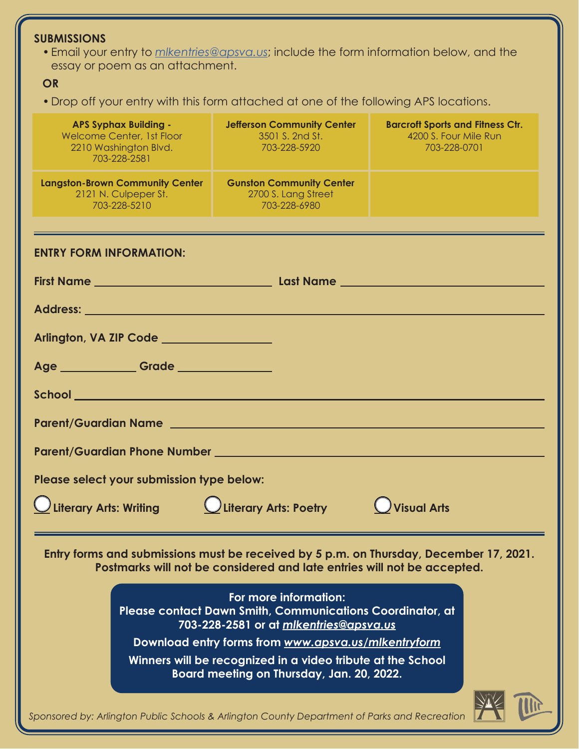## SUBMISSIONS

- Email your entry to *mlkentries@apsva.us*; include the form information below, and the essay or poem as an attachment.

**OR**

- Drop off your entry with this form attached at one of the following APS locations.

| | | |
|---|---|---|
| **APS Syphax Building -** Welcome Center, 1st Floor 2210 Washington Blvd. 703-228-2581 | **Jefferson Community Center** 3501 S. 2nd St. 703-228-5920 | **Barcroft Sports and Fitness Ctr.** 4200 S. Four Mile Run 703-228-0701 |
| **Langston-Brown Community Center** 2121 N. Culpeper St. 703-228-5210 | **Gunston Community Center** 2700 S. Lang Street 703-228-6980 | |

## ENTRY FORM INFORMATION:

**First Name** ____________________ **Last Name** ____________________

**Address:** ________________________________________

**Arlington, VA ZIP Code** ______________

**Age** __________ **Grade** __________

**School** ________________________________________

**Parent/Guardian Name** ________________________________

**Parent/Guardian Phone Number** ____________________________

**Please select your submission type below:**

◯ **Literary Arts: Writing** ◯ **Literary Arts: Poetry** ◯ **Visual Arts**

**Entry forms and submissions must be received by 5 p.m. on Thursday, December 17, 2021. Postmarks will not be considered and late entries will not be accepted.**

**For more information:**
**Please contact Dawn Smith, Communications Coordinator, at 703-228-2581 or at *mlkentries@apsva.us***

**Download entry forms from *www.apsva.us/mlkentryform***

**Winners will be recognized in a video tribute at the School Board meeting on Thursday, Jan. 20, 2022.**

*Sponsored by: Arlington Public Schools & Arlington County Department of Parks and Recreation*